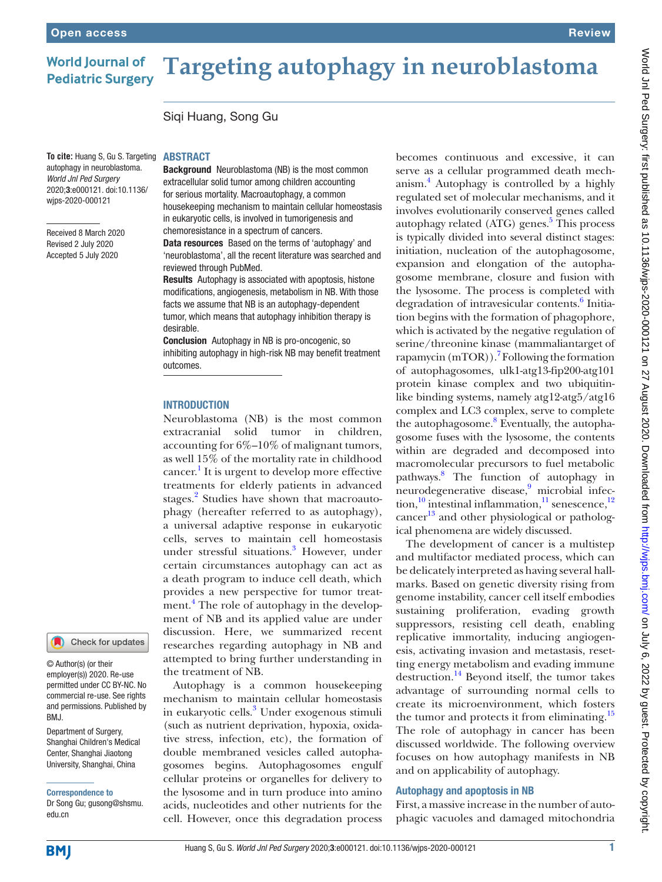# Targeting autophagy in neuroblastoma

Siqi Huang, Song Gu

**To cite:** Huang S, Gu S. Targeting autophagy in neuroblastoma. *World Jnl Ped Surgery* 2020;**3**:e000121. doi:10.1136/wjps-2020-000121

Received 8 March 2020
Revised 2 July 2020
Accepted 5 July 2020

© Author(s) (or their employer(s)) 2020. Re-use permitted under CC BY-NC. No commercial re-use. See rights and permissions. Published by BMJ.

Department of Surgery, Shanghai Children's Medical Center, Shanghai Jiaotong University, Shanghai, China

**Correspondence to**
Dr Song Gu; gusong@shsmu.edu.cn

## ABSTRACT

**Background** Neuroblastoma (NB) is the most common extracellular solid tumor among children accounting for serious mortality. Macroautophagy, a common housekeeping mechanism to maintain cellular homeostasis in eukaryotic cells, is involved in tumorigenesis and chemoresistance in a spectrum of cancers.

**Data resources** Based on the terms of 'autophagy' and 'neuroblastoma', all the recent literature was searched and reviewed through PubMed.

**Results** Autophagy is associated with apoptosis, histone modifications, angiogenesis, metabolism in NB. With those facts we assume that NB is an autophagy-dependent tumor, which means that autophagy inhibition therapy is desirable.

**Conclusion** Autophagy in NB is pro-oncogenic, so inhibiting autophagy in high-risk NB may benefit treatment outcomes.

## INTRODUCTION

Neuroblastoma (NB) is the most common extracranial solid tumor in children, accounting for 6%–10% of malignant tumors, as well 15% of the mortality rate in childhood cancer.[1] It is urgent to develop more effective treatments for elderly patients in advanced stages.[2] Studies have shown that macroautophagy (hereafter referred to as autophagy), a universal adaptive response in eukaryotic cells, serves to maintain cell homeostasis under stressful situations.[3] However, under certain circumstances autophagy can act as a death program to induce cell death, which provides a new perspective for tumor treatment.[4] The role of autophagy in the development of NB and its applied value are under discussion. Here, we summarized recent researches regarding autophagy in NB and attempted to bring further understanding in the treatment of NB.

Autophagy is a common housekeeping mechanism to maintain cellular homeostasis in eukaryotic cells.[3] Under exogenous stimuli (such as nutrient deprivation, hypoxia, oxidative stress, infection, etc), the formation of double membraned vesicles called autophagosomes begins. Autophagosomes engulf cellular proteins or organelles for delivery to the lysosome and in turn produce into amino acids, nucleotides and other nutrients for the cell. However, once this degradation process becomes continuous and excessive, it can serve as a cellular programmed death mechanism.[4] Autophagy is controlled by a highly regulated set of molecular mechanisms, and it involves evolutionarily conserved genes called autophagy related (ATG) genes.[5] This process is typically divided into several distinct stages: initiation, nucleation of the autophagosome, expansion and elongation of the autophagosome membrane, closure and fusion with the lysosome. The process is completed with degradation of intravesicular contents.[6] Initiation begins with the formation of phagophore, which is activated by the negative regulation of serine/threonine kinase (mammaliantarget of rapamycin (mTOR)).[7] Following the formation of autophagosomes, ulk1-atg13-fip200-atg101 protein kinase complex and two ubiquitin-like binding systems, namely atg12-atg5/atg16 complex and LC3 complex, serve to complete the autophagosome.[8] Eventually, the autophagosome fuses with the lysosome, the contents within are degraded and decomposed into macromolecular precursors to fuel metabolic pathways.[8] The function of autophagy in neurodegenerative disease,[9] microbial infection,[10] intestinal inflammation,[11] senescence,[12] cancer[13] and other physiological or pathological phenomena are widely discussed.

The development of cancer is a multistep and multifactor mediated process, which can be delicately interpreted as having several hallmarks. Based on genetic diversity rising from genome instability, cancer cell itself embodies sustaining proliferation, evading growth suppressors, resisting cell death, enabling replicative immortality, inducing angiogenesis, activating invasion and metastasis, resetting energy metabolism and evading immune destruction.[14] Beyond itself, the tumor takes advantage of surrounding normal cells to create its microenvironment, which fosters the tumor and protects it from eliminating.[15] The role of autophagy in cancer has been discussed worldwide. The following overview focuses on how autophagy manifests in NB and on applicability of autophagy.

### Autophagy and apoptosis in NB

First, a massive increase in the number of autophagic vacuoles and damaged mitochondria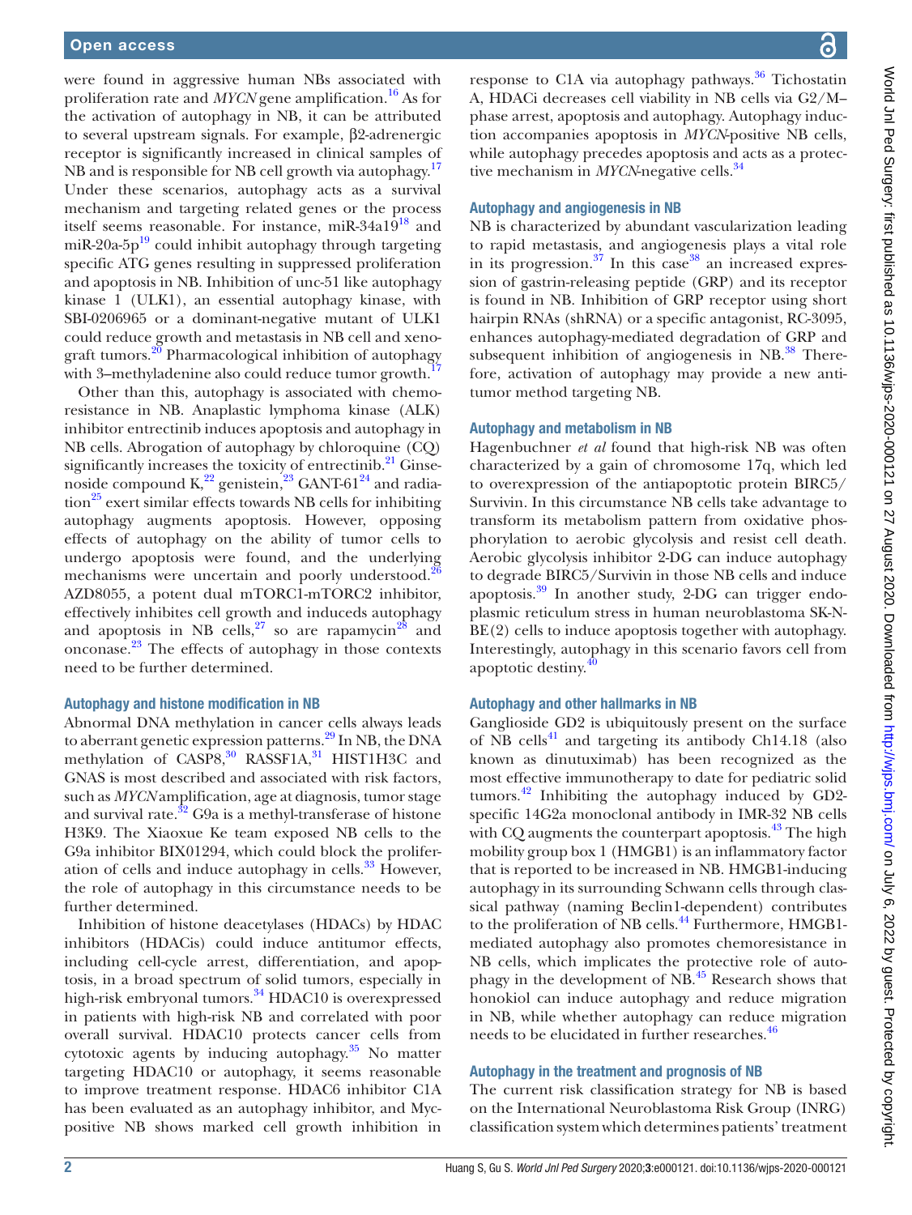were found in aggressive human NBs associated with proliferation rate and *MYCN* gene amplification.[16] As for the activation of autophagy in NB, it can be attributed to several upstream signals. For example, β2-adrenergic receptor is significantly increased in clinical samples of NB and is responsible for NB cell growth via autophagy.[17] Under these scenarios, autophagy acts as a survival mechanism and targeting related genes or the process itself seems reasonable. For instance, miR-34a19[18] and miR-20a-5p[19] could inhibit autophagy through targeting specific ATG genes resulting in suppressed proliferation and apoptosis in NB. Inhibition of unc-51 like autophagy kinase 1 (ULK1), an essential autophagy kinase, with SBI-0206965 or a dominant-negative mutant of ULK1 could reduce growth and metastasis in NB cell and xenograft tumors.[20] Pharmacological inhibition of autophagy with 3–methyladenine also could reduce tumor growth.[17]

Other than this, autophagy is associated with chemoresistance in NB. Anaplastic lymphoma kinase (ALK) inhibitor entrectinib induces apoptosis and autophagy in NB cells. Abrogation of autophagy by chloroquine (CQ) significantly increases the toxicity of entrectinib.[21] Ginsenoside compound K,[22] genistein,[23] GANT-61[24] and radiation[25] exert similar effects towards NB cells for inhibiting autophagy augments apoptosis. However, opposing effects of autophagy on the ability of tumor cells to undergo apoptosis were found, and the underlying mechanisms were uncertain and poorly understood.[26] AZD8055, a potent dual mTORC1-mTORC2 inhibitor, effectively inhibites cell growth and induceds autophagy and apoptosis in NB cells,[27] so are rapamycin[28] and onconase.[23] The effects of autophagy in those contexts need to be further determined.

### Autophagy and histone modification in NB

Abnormal DNA methylation in cancer cells always leads to aberrant genetic expression patterns.[29] In NB, the DNA methylation of CASP8,[30] RASSF1A,[31] HIST1H3C and GNAS is most described and associated with risk factors, such as *MYCN* amplification, age at diagnosis, tumor stage and survival rate.[32] G9a is a methyl-transferase of histone H3K9. The Xiaoxue Ke team exposed NB cells to the G9a inhibitor BIX01294, which could block the proliferation of cells and induce autophagy in cells.[33] However, the role of autophagy in this circumstance needs to be further determined.

Inhibition of histone deacetylases (HDACs) by HDAC inhibitors (HDACis) could induce antitumor effects, including cell-cycle arrest, differentiation, and apoptosis, in a broad spectrum of solid tumors, especially in high-risk embryonal tumors.[34] HDAC10 is overexpressed in patients with high-risk NB and correlated with poor overall survival. HDAC10 protects cancer cells from cytotoxic agents by inducing autophagy.[35] No matter targeting HDAC10 or autophagy, it seems reasonable to improve treatment response. HDAC6 inhibitor C1A has been evaluated as an autophagy inhibitor, and Myc-positive NB shows marked cell growth inhibition in response to C1A via autophagy pathways.[36] Tichostatin A, HDACi decreases cell viability in NB cells via G2/M–phase arrest, apoptosis and autophagy. Autophagy induction accompanies apoptosis in *MYCN*-positive NB cells, while autophagy precedes apoptosis and acts as a protective mechanism in *MYCN*-negative cells.[34]

### Autophagy and angiogenesis in NB

NB is characterized by abundant vascularization leading to rapid metastasis, and angiogenesis plays a vital role in its progression.[37] In this case[38] an increased expression of gastrin-releasing peptide (GRP) and its receptor is found in NB. Inhibition of GRP receptor using short hairpin RNAs (shRNA) or a specific antagonist, RC-3095, enhances autophagy-mediated degradation of GRP and subsequent inhibition of angiogenesis in NB.[38] Therefore, activation of autophagy may provide a new antitumor method targeting NB.

### Autophagy and metabolism in NB

Hagenbuchner *et al* found that high-risk NB was often characterized by a gain of chromosome 17q, which led to overexpression of the antiapoptotic protein BIRC5/Survivin. In this circumstance NB cells take advantage to transform its metabolism pattern from oxidative phosphorylation to aerobic glycolysis and resist cell death. Aerobic glycolysis inhibitor 2-DG can induce autophagy to degrade BIRC5/Survivin in those NB cells and induce apoptosis.[39] In another study, 2-DG can trigger endoplasmic reticulum stress in human neuroblastoma SK-N-BE(2) cells to induce apoptosis together with autophagy. Interestingly, autophagy in this scenario favors cell from apoptotic destiny.[40]

### Autophagy and other hallmarks in NB

Ganglioside GD2 is ubiquitously present on the surface of NB cells[41] and targeting its antibody Ch14.18 (also known as dinutuximab) has been recognized as the most effective immunotherapy to date for pediatric solid tumors.[42] Inhibiting the autophagy induced by GD2-specific 14G2a monoclonal antibody in IMR-32 NB cells with CQ augments the counterpart apoptosis.[43] The high mobility group box 1 (HMGB1) is an inflammatory factor that is reported to be increased in NB. HMGB1-inducing autophagy in its surrounding Schwann cells through classical pathway (naming Beclin1-dependent) contributes to the proliferation of NB cells.[44] Furthermore, HMGB1-mediated autophagy also promotes chemoresistance in NB cells, which implicates the protective role of autophagy in the development of NB.[45] Research shows that honokiol can induce autophagy and reduce migration in NB, while whether autophagy can reduce migration needs to be elucidated in further researches.[46]

### Autophagy in the treatment and prognosis of NB

The current risk classification strategy for NB is based on the International Neuroblastoma Risk Group (INRG) classification system which determines patients' treatment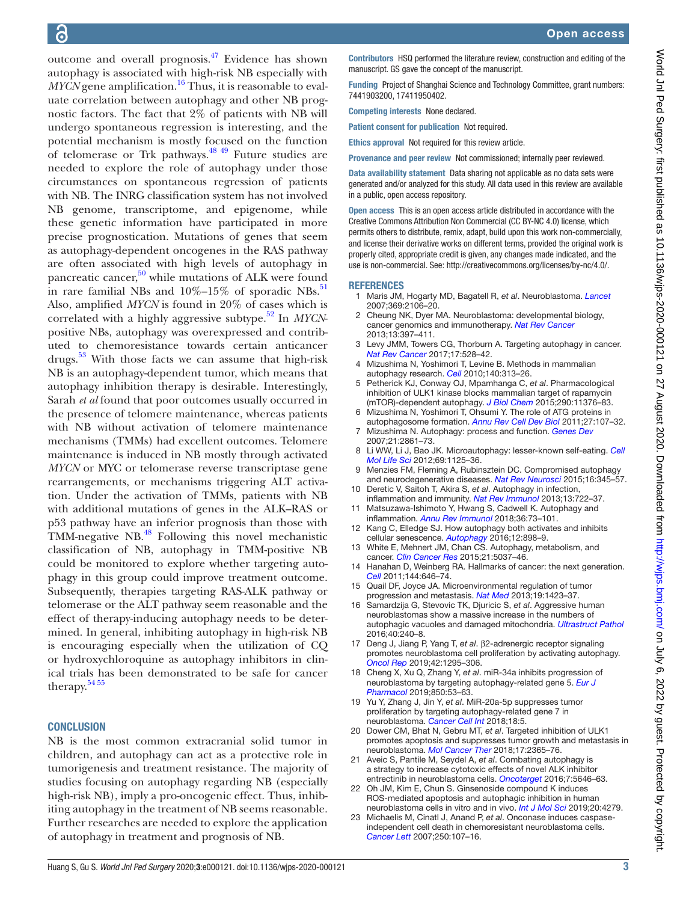outcome and overall prognosis.[47] Evidence has shown autophagy is associated with high-risk NB especially with *MYCN* gene amplification.[16] Thus, it is reasonable to evaluate correlation between autophagy and other NB prognostic factors. The fact that 2% of patients with NB will undergo spontaneous regression is interesting, and the potential mechanism is mostly focused on the function of telomerase or Trk pathways.[48 49] Future studies are needed to explore the role of autophagy under those circumstances on spontaneous regression of patients with NB. The INRG classification system has not involved NB genome, transcriptome, and epigenome, while these genetic information have participated in more precise prognostication. Mutations of genes that seem as autophagy-dependent oncogenes in the RAS pathway are often associated with high levels of autophagy in pancreatic cancer,[50] while mutations of ALK were found in rare familial NBs and 10%–15% of sporadic NBs.[51] Also, amplified *MYCN* is found in 20% of cases which is correlated with a highly aggressive subtype.[52] In *MYCN*-positive NBs, autophagy was overexpressed and contributed to chemoresistance towards certain anticancer drugs.[53] With those facts we can assume that high-risk NB is an autophagy-dependent tumor, which means that autophagy inhibition therapy is desirable. Interestingly, Sarah *et al* found that poor outcomes usually occurred in the presence of telomere maintenance, whereas patients with NB without activation of telomere maintenance mechanisms (TMMs) had excellent outcomes. Telomere maintenance is induced in NB mostly through activated *MYCN* or MYC or telomerase reverse transcriptase gene rearrangements, or mechanisms triggering ALT activation. Under the activation of TMMs, patients with NB with additional mutations of genes in the ALK–RAS or p53 pathway have an inferior prognosis than those with TMM-negative NB.[48] Following this novel mechanistic classification of NB, autophagy in TMM-positive NB could be monitored to explore whether targeting autophagy in this group could improve treatment outcome. Subsequently, therapies targeting RAS-ALK pathway or telomerase or the ALT pathway seem reasonable and the effect of therapy-inducing autophagy needs to be determined. In general, inhibiting autophagy in high-risk NB is encouraging especially when the utilization of CQ or hydroxychloroquine as autophagy inhibitors in clinical trials has been demonstrated to be safe for cancer therapy.[54 55]

## CONCLUSION

NB is the most common extracranial solid tumor in children, and autophagy can act as a protective role in tumorigenesis and treatment resistance. The majority of studies focusing on autophagy regarding NB (especially high-risk NB), imply a pro-oncogenic effect. Thus, inhibiting autophagy in the treatment of NB seems reasonable. Further researches are needed to explore the application of autophagy in treatment and prognosis of NB.

**Contributors** HSQ performed the literature review, construction and editing of the manuscript. GS gave the concept of the manuscript.

**Funding** Project of Shanghai Science and Technology Committee, grant numbers: 7441903200, 17411950402.

**Competing interests** None declared.

**Patient consent for publication** Not required.

**Ethics approval** Not required for this review article.

**Provenance and peer review** Not commissioned; internally peer reviewed.

**Data availability statement** Data sharing not applicable as no data sets were generated and/or analyzed for this study. All data used in this review are available in a public, open access repository.

**Open access** This is an open access article distributed in accordance with the Creative Commons Attribution Non Commercial (CC BY-NC 4.0) license, which permits others to distribute, remix, adapt, build upon this work non-commercially, and license their derivative works on different terms, provided the original work is properly cited, appropriate credit is given, any changes made indicated, and the use is non-commercial. See: http://creativecommons.org/licenses/by-nc/4.0/.

## REFERENCES

1. Maris JM, Hogarty MD, Bagatell R, *et al*. Neuroblastoma. *Lancet* 2007;369:2106–20.
2. Cheung NK, Dyer MA. Neuroblastoma: developmental biology, cancer genomics and immunotherapy. *Nat Rev Cancer* 2013;13:397–411.
3. Levy JMM, Towers CG, Thorburn A. Targeting autophagy in cancer. *Nat Rev Cancer* 2017;17:528–42.
4. Mizushima N, Yoshimori T, Levine B. Methods in mammalian autophagy research. *Cell* 2010;140:313–26.
5. Petherick KJ, Conway OJ, Mpamhanga C, *et al*. Pharmacological inhibition of ULK1 kinase blocks mammalian target of rapamycin (mTOR)-dependent autophagy. *J Biol Chem* 2015;290:11376–83.
6. Mizushima N, Yoshimori T, Ohsumi Y. The role of ATG proteins in autophagosome formation. *Annu Rev Cell Dev Biol* 2011;27:107–32.
7. Mizushima N. Autophagy: process and function. *Genes Dev* 2007;21:2861–73.
8. Li WW, Li J, Bao JK. Microautophagy: lesser-known self-eating. *Cell Mol Life Sci* 2012;69:1125–36.
9. Menzies FM, Fleming A, Rubinsztein DC. Compromised autophagy and neurodegenerative diseases. *Nat Rev Neurosci* 2015;16:345–57.
10. Deretic V, Saitoh T, Akira S, *et al*. Autophagy in infection, inflammation and immunity. *Nat Rev Immunol* 2013;13:722–37.
11. Matsuzawa-Ishimoto Y, Hwang S, Cadwell K. Autophagy and inflammation. *Annu Rev Immunol* 2018;36:73–101.
12. Kang C, Elledge SJ. How autophagy both activates and inhibits cellular senescence. *Autophagy* 2016;12:898–9.
13. White E, Mehnert JM, Chan CS. Autophagy, metabolism, and cancer. *Clin Cancer Res* 2015;21:5037–46.
14. Hanahan D, Weinberg RA. Hallmarks of cancer: the next generation. *Cell* 2011;144:646–74.
15. Quail DF, Joyce JA. Microenvironmental regulation of tumor progression and metastasis. *Nat Med* 2013;19:1423–37.
16. Samardzija G, Stevovic TK, Djuricic S, *et al*. Aggressive human neuroblastomas show a massive increase in the numbers of autophagic vacuoles and damaged mitochondria. *Ultrastruct Pathol* 2016;40:240–8.
17. Deng J, Jiang P, Yang T, *et al*. β2-adrenergic receptor signaling promotes neuroblastoma cell proliferation by activating autophagy. *Oncol Rep* 2019;42:1295–306.
18. Cheng X, Xu Q, Zhang Y, *et al*. miR-34a inhibits progression of neuroblastoma by targeting autophagy-related gene 5. *Eur J Pharmacol* 2019;850:53–63.
19. Yu Y, Zhang J, Jin Y, *et al*. MiR-20a-5p suppresses tumor proliferation by targeting autophagy-related gene 7 in neuroblastoma. *Cancer Cell Int* 2018;18:5.
20. Dower CM, Bhat N, Gebru MT, *et al*. Targeted inhibition of ULK1 promotes apoptosis and suppresses tumor growth and metastasis in neuroblastoma. *Mol Cancer Ther* 2018;17:2365–76.
21. Aveic S, Pantile M, Seydel A, *et al*. Combating autophagy is a strategy to increase cytotoxic effects of novel ALK inhibitor entrectinib in neuroblastoma cells. *Oncotarget* 2016;7:5646–63.
22. Oh JM, Kim E, Chun S. Ginsenoside compound K induces ROS-mediated apoptosis and autophagic inhibition in human neuroblastoma cells in vitro and in vivo. *Int J Mol Sci* 2019;20:4279.
23. Michaelis M, Cinatl J, Anand P, *et al*. Onconase induces caspase-independent cell death in chemoresistant neuroblastoma cells. *Cancer Lett* 2007;250:107–16.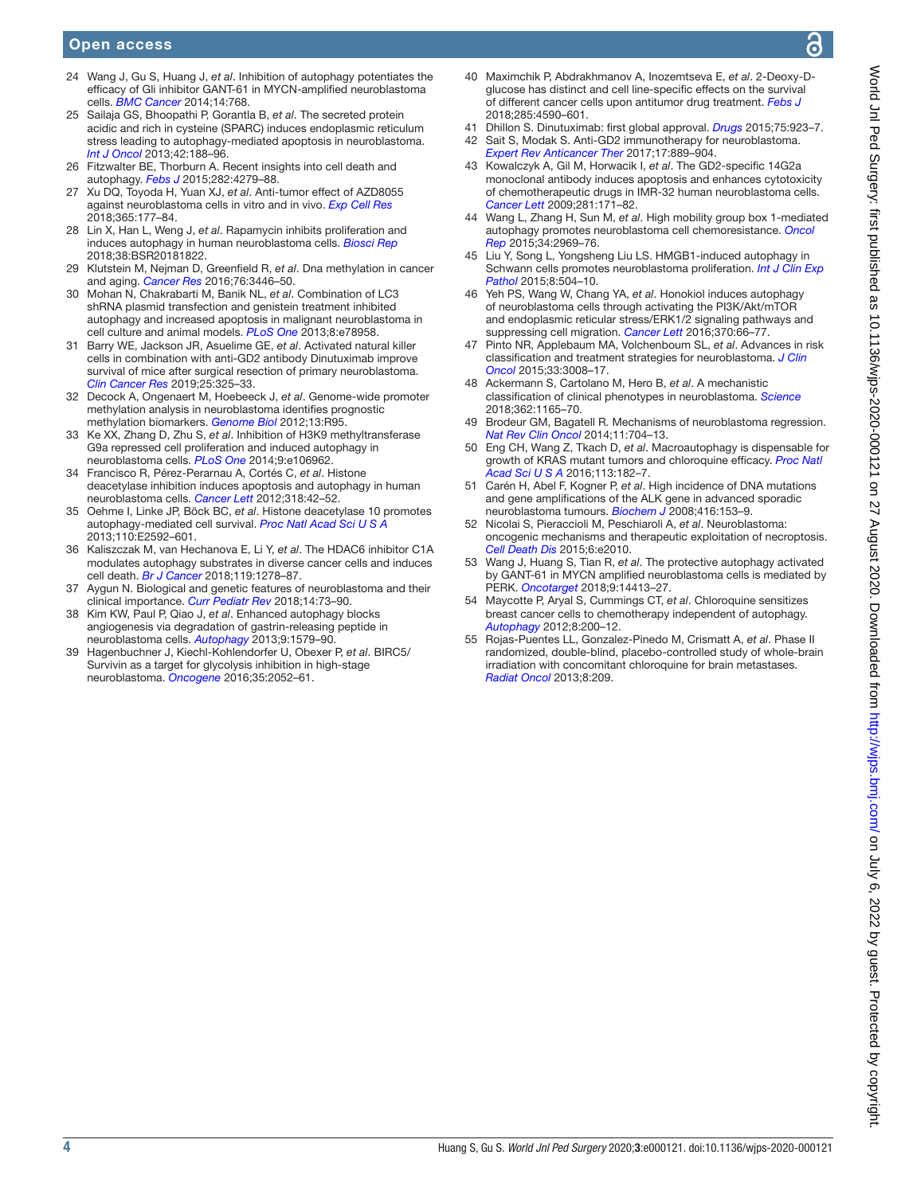24. Wang J, Gu S, Huang J, *et al*. Inhibition of autophagy potentiates the efficacy of Gli inhibitor GANT-61 in MYCN-amplified neuroblastoma cells. *BMC Cancer* 2014;14:768.
25. Sailaja GS, Bhoopathi P, Gorantla B, *et al*. The secreted protein acidic and rich in cysteine (SPARC) induces endoplasmic reticulum stress leading to autophagy-mediated apoptosis in neuroblastoma. *Int J Oncol* 2013;42:188–96.
26. Fitzwalter BE, Thorburn A. Recent insights into cell death and autophagy. *Febs J* 2015;282:4279–88.
27. Xu DQ, Toyoda H, Yuan XJ, *et al*. Anti-tumor effect of AZD8055 against neuroblastoma cells in vitro and in vivo. *Exp Cell Res* 2018;365:177–84.
28. Lin X, Han L, Weng J, *et al*. Rapamycin inhibits proliferation and induces autophagy in human neuroblastoma cells. *Biosci Rep* 2018;38:BSR20181822.
29. Klutstein M, Nejman D, Greenfield R, *et al*. Dna methylation in cancer and aging. *Cancer Res* 2016;76:3446–50.
30. Mohan N, Chakrabarti M, Banik NL, *et al*. Combination of LC3 shRNA plasmid transfection and genistein treatment inhibited autophagy and increased apoptosis in malignant neuroblastoma in cell culture and animal models. *PLoS One* 2013;8:e78958.
31. Barry WE, Jackson JR, Asuelime GE, *et al*. Activated natural killer cells in combination with anti-GD2 antibody Dinutuximab improve survival of mice after surgical resection of primary neuroblastoma. *Clin Cancer Res* 2019;25:325–33.
32. Decock A, Ongenaert M, Hoebeeck J, *et al*. Genome-wide promoter methylation analysis in neuroblastoma identifies prognostic methylation biomarkers. *Genome Biol* 2012;13:R95.
33. Ke XX, Zhang D, Zhu S, *et al*. Inhibition of H3K9 methyltransferase G9a repressed cell proliferation and induced autophagy in neuroblastoma cells. *PLoS One* 2014;9:e106962.
34. Francisco R, Pérez-Perarnau A, Cortés C, *et al*. Histone deacetylase inhibition induces apoptosis and autophagy in human neuroblastoma cells. *Cancer Lett* 2012;318:42–52.
35. Oehme I, Linke JP, Böck BC, *et al*. Histone deacetylase 10 promotes autophagy-mediated cell survival. *Proc Natl Acad Sci U S A* 2013;110:E2592–601.
36. Kaliszczak M, van Hechanova E, Li Y, *et al*. The HDAC6 inhibitor C1A modulates autophagy substrates in diverse cancer cells and induces cell death. *Br J Cancer* 2018;119:1278–87.
37. Aygun N. Biological and genetic features of neuroblastoma and their clinical importance. *Curr Pediatr Rev* 2018;14:73–90.
38. Kim KW, Paul P, Qiao J, *et al*. Enhanced autophagy blocks angiogenesis via degradation of gastrin-releasing peptide in neuroblastoma cells. *Autophagy* 2013;9:1579–90.
39. Hagenbuchner J, Kiechl-Kohlendorfer U, Obexer P, *et al*. BIRC5/Survivin as a target for glycolysis inhibition in high-stage neuroblastoma. *Oncogene* 2016;35:2052–61.
40. Maximchik P, Abdrakhmanov A, Inozemtseva E, *et al*. 2-Deoxy-D-glucose has distinct and cell line-specific effects on the survival of different cancer cells upon antitumor drug treatment. *Febs J* 2018;285:4590–601.
41. Dhillon S. Dinutuximab: first global approval. *Drugs* 2015;75:923–7.
42. Sait S, Modak S. Anti-GD2 immunotherapy for neuroblastoma. *Expert Rev Anticancer Ther* 2017;17:889–904.
43. Kowalczyk A, Gil M, Horwacik I, *et al*. The GD2-specific 14G2a monoclonal antibody induces apoptosis and enhances cytotoxicity of chemotherapeutic drugs in IMR-32 human neuroblastoma cells. *Cancer Lett* 2009;281:171–82.
44. Wang L, Zhang H, Sun M, *et al*. High mobility group box 1-mediated autophagy promotes neuroblastoma cell chemoresistance. *Oncol Rep* 2015;34:2969–76.
45. Liu Y, Song L, Yongsheng Liu LS. HMGB1-induced autophagy in Schwann cells promotes neuroblastoma proliferation. *Int J Clin Exp Pathol* 2015;8:504–10.
46. Yeh PS, Wang W, Chang YA, *et al*. Honokiol induces autophagy of neuroblastoma cells through activating the PI3K/Akt/mTOR and endoplasmic reticular stress/ERK1/2 signaling pathways and suppressing cell migration. *Cancer Lett* 2016;370:66–77.
47. Pinto NR, Applebaum MA, Volchenboum SL, *et al*. Advances in risk classification and treatment strategies for neuroblastoma. *J Clin Oncol* 2015;33:3008–17.
48. Ackermann S, Cartolano M, Hero B, *et al*. A mechanistic classification of clinical phenotypes in neuroblastoma. *Science* 2018;362:1165–70.
49. Brodeur GM, Bagatell R. Mechanisms of neuroblastoma regression. *Nat Rev Clin Oncol* 2014;11:704–13.
50. Eng CH, Wang Z, Tkach D, *et al*. Macroautophagy is dispensable for growth of KRAS mutant tumors and chloroquine efficacy. *Proc Natl Acad Sci U S A* 2016;113:182–7.
51. Carén H, Abel F, Kogner P, *et al*. High incidence of DNA mutations and gene amplifications of the ALK gene in advanced sporadic neuroblastoma tumours. *Biochem J* 2008;416:153–9.
52. Nicolai S, Pieraccioli M, Peschiaroli A, *et al*. Neuroblastoma: oncogenic mechanisms and therapeutic exploitation of necroptosis. *Cell Death Dis* 2015;6:e2010.
53. Wang J, Huang S, Tian R, *et al*. The protective autophagy activated by GANT-61 in MYCN amplified neuroblastoma cells is mediated by PERK. *Oncotarget* 2018;9:14413–27.
54. Maycotte P, Aryal S, Cummings CT, *et al*. Chloroquine sensitizes breast cancer cells to chemotherapy independent of autophagy. *Autophagy* 2012;8:200–12.
55. Rojas-Puentes LL, Gonzalez-Pinedo M, Crismatt A, *et al*. Phase II randomized, double-blind, placebo-controlled study of whole-brain irradiation with concomitant chloroquine for brain metastases. *Radiat Oncol* 2013;8:209.